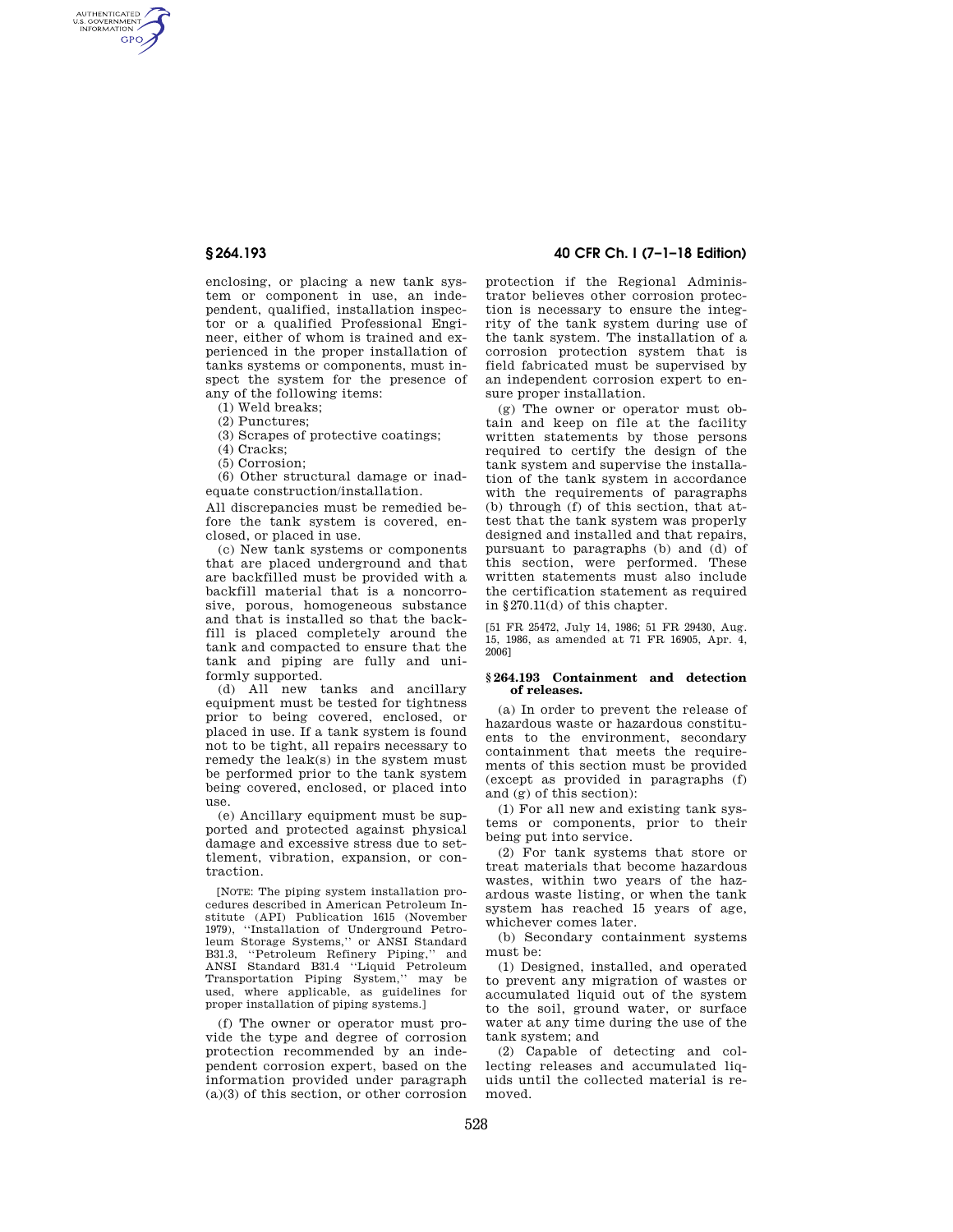enclosing, or placing a new tank system or component in use, an independent, qualified, installation inspector or a qualified Professional Engineer, either of whom is trained and experienced in the proper installation of tanks systems or components, must inspect the system for the presence of any of the following items:

(1) Weld breaks;

(2) Punctures;

(3) Scrapes of protective coatings;

(4) Cracks;

(5) Corrosion;

(6) Other structural damage or inadequate construction/installation.

All discrepancies must be remedied before the tank system is covered, enclosed, or placed in use.

(c) New tank systems or components that are placed underground and that are backfilled must be provided with a backfill material that is a noncorrosive, porous, homogeneous substance and that is installed so that the backfill is placed completely around the tank and compacted to ensure that the tank and piping are fully and uniformly supported.

(d) All new tanks and ancillary equipment must be tested for tightness prior to being covered, enclosed, or placed in use. If a tank system is found not to be tight, all repairs necessary to remedy the leak(s) in the system must be performed prior to the tank system being covered, enclosed, or placed into use.

(e) Ancillary equipment must be supported and protected against physical damage and excessive stress due to settlement, vibration, expansion, or contraction.

[NOTE: The piping system installation procedures described in American Petroleum Institute (API) Publication 1615 (November 1979), "Installation of Underground Petroleum Storage Systems," or ANSI Standard B31.3, "Petroleum Refinery Piping," and ANSI Standard B31.4 "Liquid Petroleum Transportation Piping System," may be used, where applicable, as guidelines for proper installation of piping systems.]

(f) The owner or operator must provide the type and degree of corrosion protection recommended by an independent corrosion expert, based on the information provided under paragraph (a)(3) of this section, or other corrosion protection if the Regional Administrator believes other corrosion protection is necessary to ensure the integrity of the tank system during use of the tank system. The installation of a corrosion protection system that is field fabricated must be supervised by an independent corrosion expert to ensure proper installation.

(g) The owner or operator must obtain and keep on file at the facility written statements by those persons required to certify the design of the tank system and supervise the installation of the tank system in accordance with the requirements of paragraphs (b) through (f) of this section, that attest that the tank system was properly designed and installed and that repairs, pursuant to paragraphs (b) and (d) of this section, were performed. These written statements must also include the certification statement as required in §270.11(d) of this chapter.

[51 FR 25472, July 14, 1986; 51 FR 29430, Aug. 15, 1986, as amended at 71 FR 16905, Apr. 4, 2006]

## §264.193 Containment and detection of releases.

(a) In order to prevent the release of hazardous waste or hazardous constituents to the environment, secondary containment that meets the requirements of this section must be provided (except as provided in paragraphs (f) and (g) of this section):

(1) For all new and existing tank systems or components, prior to their being put into service.

(2) For tank systems that store or treat materials that become hazardous wastes, within two years of the hazardous waste listing, or when the tank system has reached 15 years of age, whichever comes later.

(b) Secondary containment systems must be:

(1) Designed, installed, and operated to prevent any migration of wastes or accumulated liquid out of the system to the soil, ground water, or surface water at any time during the use of the tank system; and

(2) Capable of detecting and collecting releases and accumulated liquids until the collected material is removed.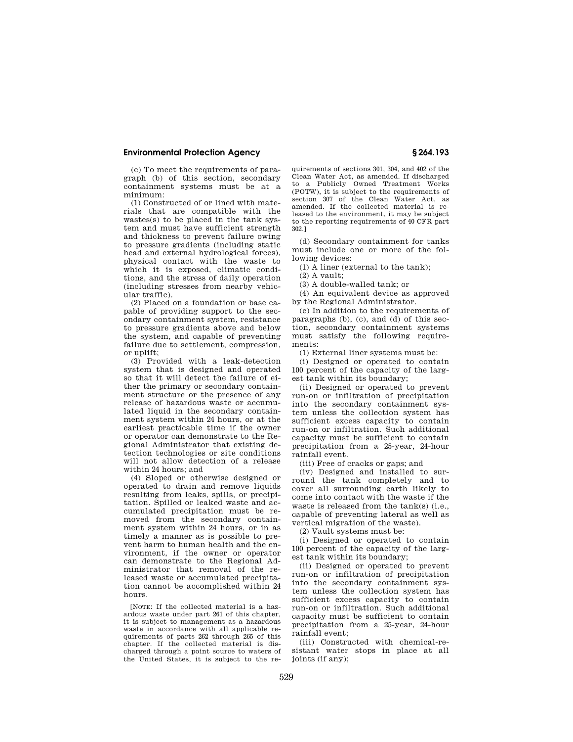(c) To meet the requirements of paragraph (b) of this section, secondary containment systems must be at a minimum:

(1) Constructed of or lined with materials that are compatible with the wastes(s) to be placed in the tank system and must have sufficient strength and thickness to prevent failure owing to pressure gradients (including static head and external hydrological forces), physical contact with the waste to which it is exposed, climatic conditions, and the stress of daily operation (including stresses from nearby vehicular traffic).

(2) Placed on a foundation or base capable of providing support to the secondary containment system, resistance to pressure gradients above and below the system, and capable of preventing failure due to settlement, compression, or uplift;

(3) Provided with a leak-detection system that is designed and operated so that it will detect the failure of either the primary or secondary containment structure or the presence of any release of hazardous waste or accumulated liquid in the secondary containment system within 24 hours, or at the earliest practicable time if the owner or operator can demonstrate to the Regional Administrator that existing detection technologies or site conditions will not allow detection of a release within 24 hours; and

(4) Sloped or otherwise designed or operated to drain and remove liquids resulting from leaks, spills, or precipitation. Spilled or leaked waste and accumulated precipitation must be removed from the secondary containment system within 24 hours, or in as timely a manner as is possible to prevent harm to human health and the environment, if the owner or operator can demonstrate to the Regional Administrator that removal of the released waste or accumulated precipitation cannot be accomplished within 24 hours.

[NOTE: If the collected material is a hazardous waste under part 261 of this chapter, it is subject to management as a hazardous waste in accordance with all applicable requirements of parts 262 through 265 of this chapter. If the collected material is discharged through a point source to waters of the United States, it is subject to the requirements of sections 301, 304, and 402 of the Clean Water Act, as amended. If discharged to a Publicly Owned Treatment Works (POTW), it is subject to the requirements of section 307 of the Clean Water Act, as amended. If the collected material is released to the environment, it may be subject to the reporting requirements of 40 CFR part 302.]

(d) Secondary containment for tanks must include one or more of the following devices:

(1) A liner (external to the tank);

(2) A vault;

(3) A double-walled tank; or

(4) An equivalent device as approved by the Regional Administrator.

(e) In addition to the requirements of paragraphs (b), (c), and (d) of this section, secondary containment systems must satisfy the following requirements:

(1) External liner systems must be:

(i) Designed or operated to contain 100 percent of the capacity of the largest tank within its boundary;

(ii) Designed or operated to prevent run-on or infiltration of precipitation into the secondary containment system unless the collection system has sufficient excess capacity to contain run-on or infiltration. Such additional capacity must be sufficient to contain precipitation from a 25-year, 24-hour rainfall event.

(iii) Free of cracks or gaps; and

(iv) Designed and installed to surround the tank completely and to cover all surrounding earth likely to come into contact with the waste if the waste is released from the tank(s) (i.e., capable of preventing lateral as well as vertical migration of the waste).

(2) Vault systems must be:

(i) Designed or operated to contain 100 percent of the capacity of the largest tank within its boundary;

(ii) Designed or operated to prevent run-on or infiltration of precipitation into the secondary containment system unless the collection system has sufficient excess capacity to contain run-on or infiltration. Such additional capacity must be sufficient to contain precipitation from a 25-year, 24-hour rainfall event;

(iii) Constructed with chemical-resistant water stops in place at all joints (if any);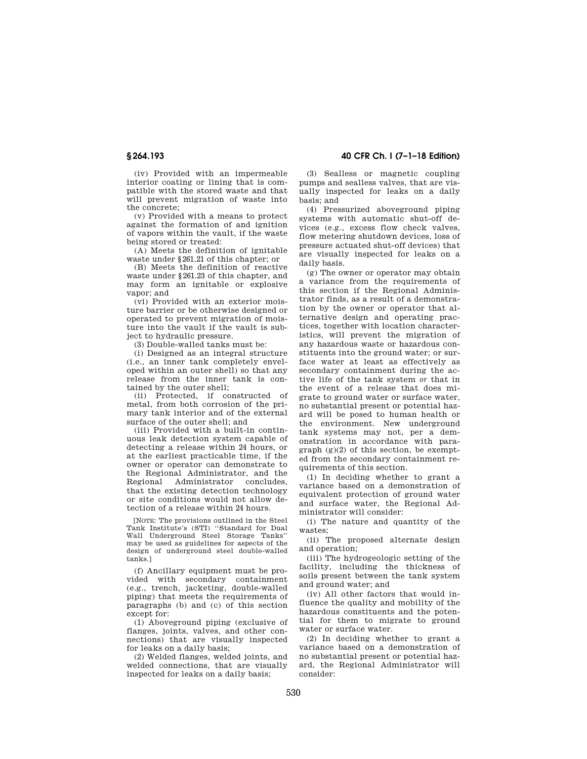(iv) Provided with an impermeable interior coating or lining that is compatible with the stored waste and that will prevent migration of waste into the concrete;

(v) Provided with a means to protect against the formation of and ignition of vapors within the vault, if the waste being stored or treated:

(A) Meets the definition of ignitable waste under §261.21 of this chapter; or

(B) Meets the definition of reactive waste under §261.23 of this chapter, and may form an ignitable or explosive vapor; and

(vi) Provided with an exterior moisture barrier or be otherwise designed or operated to prevent migration of moisture into the vault if the vault is subject to hydraulic pressure.

(3) Double-walled tanks must be:

(i) Designed as an integral structure (i.e., an inner tank completely enveloped within an outer shell) so that any release from the inner tank is contained by the outer shell;

(ii) Protected, if constructed of metal, from both corrosion of the primary tank interior and of the external surface of the outer shell; and

(iii) Provided with a built-in continuous leak detection system capable of detecting a release within 24 hours, or at the earliest practicable time, if the owner or operator can demonstrate to the Regional Administrator, and the Regional Administrator concludes, that the existing detection technology or site conditions would not allow detection of a release within 24 hours.

[NOTE: The provisions outlined in the Steel Tank Institute's (STI) "Standard for Dual Wall Underground Steel Storage Tanks" may be used as guidelines for aspects of the design of underground steel double-walled tanks.]

(f) Ancillary equipment must be provided with secondary containment (e.g., trench, jacketing, double-walled piping) that meets the requirements of paragraphs (b) and (c) of this section except for:

(1) Aboveground piping (exclusive of flanges, joints, valves, and other connections) that are visually inspected for leaks on a daily basis;

(2) Welded flanges, welded joints, and welded connections, that are visually inspected for leaks on a daily basis;

(3) Sealless or magnetic coupling pumps and sealless valves, that are visually inspected for leaks on a daily basis; and

(4) Pressurized aboveground piping systems with automatic shut-off devices (e.g., excess flow check valves, flow metering shutdown devices, loss of pressure actuated shut-off devices) that are visually inspected for leaks on a daily basis.

(g) The owner or operator may obtain a variance from the requirements of this section if the Regional Administrator finds, as a result of a demonstration by the owner or operator that alternative design and operating practices, together with location characteristics, will prevent the migration of any hazardous waste or hazardous constituents into the ground water; or surface water at least as effectively as secondary containment during the active life of the tank system *or* that in the event of a release that does migrate to ground water or surface water, no substantial present or potential hazard will be posed to human health or the environment. New underground tank systems may not, per a demonstration in accordance with paragraph (g)(2) of this section, be exempted from the secondary containment requirements of this section.

(1) In deciding whether to grant a variance based on a demonstration of equivalent protection of ground water and surface water, the Regional Administrator will consider:

(i) The nature and quantity of the wastes;

(ii) The proposed alternate design and operation;

(iii) The hydrogeologic setting of the facility, including the thickness of soils present between the tank system and ground water; and

(iv) All other factors that would influence the quality and mobility of the hazardous constituents and the potential for them to migrate to ground water or surface water.

(2) In deciding whether to grant a variance based on a demonstration of no substantial present or potential hazard, the Regional Administrator will consider: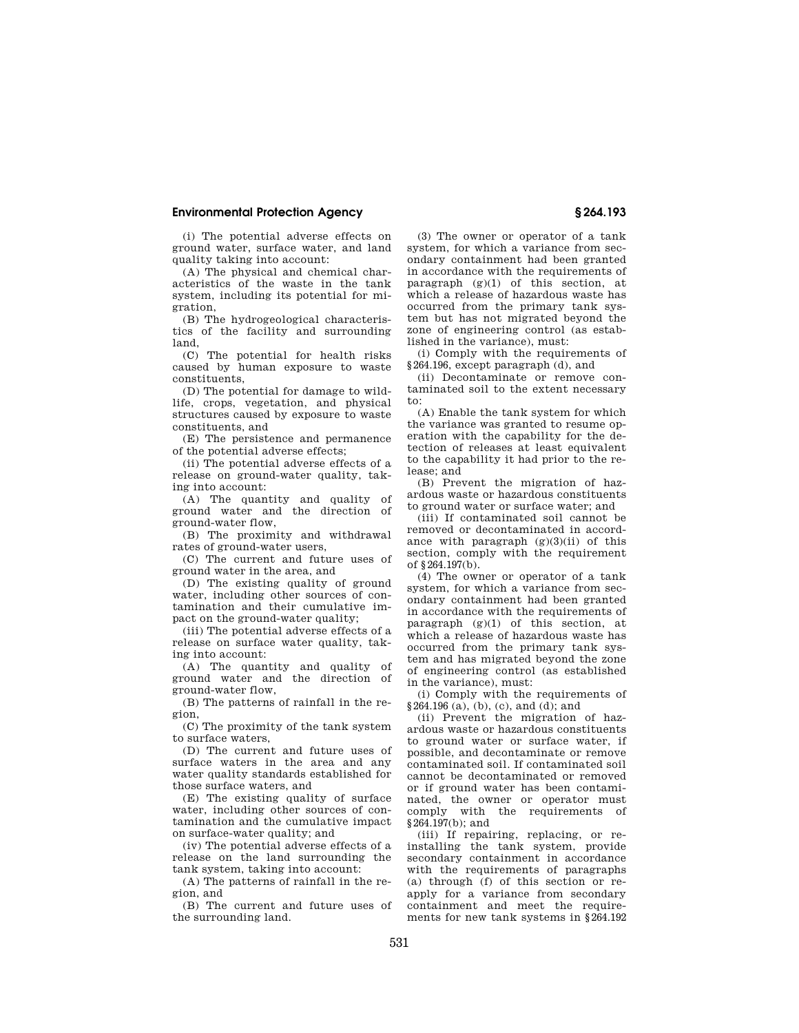(i) The potential adverse effects on ground water, surface water, and land quality taking into account:

(A) The physical and chemical characteristics of the waste in the tank system, including its potential for migration,

(B) The hydrogeological characteristics of the facility and surrounding land,

(C) The potential for health risks caused by human exposure to waste constituents,

(D) The potential for damage to wildlife, crops, vegetation, and physical structures caused by exposure to waste constituents, and

(E) The persistence and permanence of the potential adverse effects;

(ii) The potential adverse effects of a release on ground-water quality, taking into account:

(A) The quantity and quality of ground water and the direction of ground-water flow,

(B) The proximity and withdrawal rates of ground-water users,

(C) The current and future uses of ground water in the area, and

(D) The existing quality of ground water, including other sources of contamination and their cumulative impact on the ground-water quality;

(iii) The potential adverse effects of a release on surface water quality, taking into account:

(A) The quantity and quality of ground water and the direction of ground-water flow,

(B) The patterns of rainfall in the region,

(C) The proximity of the tank system to surface waters,

(D) The current and future uses of surface waters in the area and any water quality standards established for those surface waters, and

(E) The existing quality of surface water, including other sources of contamination and the cumulative impact on surface-water quality; and

(iv) The potential adverse effects of a release on the land surrounding the tank system, taking into account:

(A) The patterns of rainfall in the region, and

(B) The current and future uses of the surrounding land.

(3) The owner or operator of a tank system, for which a variance from secondary containment had been granted in accordance with the requirements of paragraph (g)(1) of this section, at which a release of hazardous waste has occurred from the primary tank system but has not migrated beyond the zone of engineering control (as established in the variance), must:

(i) Comply with the requirements of §264.196, except paragraph (d), and

(ii) Decontaminate or remove contaminated soil to the extent necessary to:

(A) Enable the tank system for which the variance was granted to resume operation with the capability for the detection of releases at least equivalent to the capability it had prior to the release; and

(B) Prevent the migration of hazardous waste or hazardous constituents to ground water or surface water; and

(iii) If contaminated soil cannot be removed or decontaminated in accordance with paragraph (g)(3)(ii) of this section, comply with the requirement of §264.197(b).

(4) The owner or operator of a tank system, for which a variance from secondary containment had been granted in accordance with the requirements of paragraph (g)(1) of this section, at which a release of hazardous waste has occurred from the primary tank system and has migrated beyond the zone of engineering control (as established in the variance), must:

(i) Comply with the requirements of §264.196 (a), (b), (c), and (d); and

(ii) Prevent the migration of hazardous waste or hazardous constituents to ground water or surface water, if possible, and decontaminate or remove contaminated soil. If contaminated soil cannot be decontaminated or removed or if ground water has been contaminated, the owner or operator must comply with the requirements of §264.197(b); and

(iii) If repairing, replacing, or reinstalling the tank system, provide secondary containment in accordance with the requirements of paragraphs (a) through (f) of this section or reapply for a variance from secondary containment and meet the requirements for new tank systems in §264.192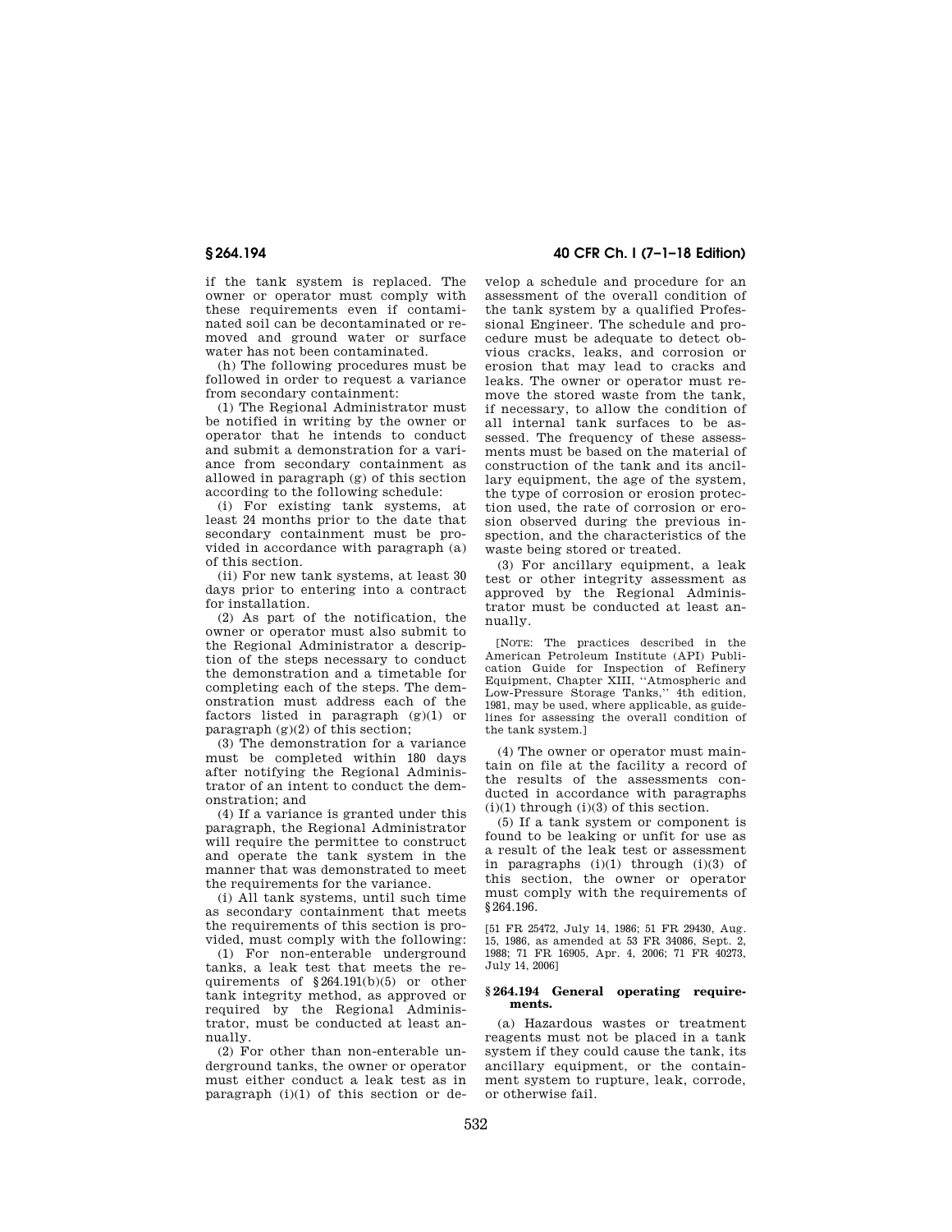if the tank system is replaced. The owner or operator must comply with these requirements even if contaminated soil can be decontaminated or removed and ground water or surface water has not been contaminated.

(h) The following procedures must be followed in order to request a variance from secondary containment:

(1) The Regional Administrator must be notified in writing by the owner or operator that he intends to conduct and submit a demonstration for a variance from secondary containment as allowed in paragraph (g) of this section according to the following schedule:

(i) For existing tank systems, at least 24 months prior to the date that secondary containment must be provided in accordance with paragraph (a) of this section.

(ii) For new tank systems, at least 30 days prior to entering into a contract for installation.

(2) As part of the notification, the owner or operator must also submit to the Regional Administrator a description of the steps necessary to conduct the demonstration and a timetable for completing each of the steps. The demonstration must address each of the factors listed in paragraph (g)(1) or paragraph (g)(2) of this section;

(3) The demonstration for a variance must be completed within 180 days after notifying the Regional Administrator of an intent to conduct the demonstration; and

(4) If a variance is granted under this paragraph, the Regional Administrator will require the permittee to construct and operate the tank system in the manner that was demonstrated to meet the requirements for the variance.

(i) All tank systems, until such time as secondary containment that meets the requirements of this section is provided, must comply with the following:

(1) For non-enterable underground tanks, a leak test that meets the requirements of §264.191(b)(5) or other tank integrity method, as approved or required by the Regional Administrator, must be conducted at least annually.

(2) For other than non-enterable underground tanks, the owner or operator must either conduct a leak test as in paragraph (i)(1) of this section or develop a schedule and procedure for an assessment of the overall condition of the tank system by a qualified Professional Engineer. The schedule and procedure must be adequate to detect obvious cracks, leaks, and corrosion or erosion that may lead to cracks and leaks. The owner or operator must remove the stored waste from the tank, if necessary, to allow the condition of all internal tank surfaces to be assessed. The frequency of these assessments must be based on the material of construction of the tank and its ancillary equipment, the age of the system, the type of corrosion or erosion protection used, the rate of corrosion or erosion observed during the previous inspection, and the characteristics of the waste being stored or treated.

(3) For ancillary equipment, a leak test or other integrity assessment as approved by the Regional Administrator must be conducted at least annually.

[NOTE: The practices described in the American Petroleum Institute (API) Publication Guide for Inspection of Refinery Equipment, Chapter XIII, "Atmospheric and Low-Pressure Storage Tanks," 4th edition, 1981, may be used, where applicable, as guidelines for assessing the overall condition of the tank system.]

(4) The owner or operator must maintain on file at the facility a record of the results of the assessments conducted in accordance with paragraphs (i)(1) through (i)(3) of this section.

(5) If a tank system or component is found to be leaking or unfit for use as a result of the leak test or assessment in paragraphs (i)(1) through (i)(3) of this section, the owner or operator must comply with the requirements of §264.196.

[51 FR 25472, July 14, 1986; 51 FR 29430, Aug. 15, 1986, as amended at 53 FR 34086, Sept. 2, 1988; 71 FR 16905, Apr. 4, 2006; 71 FR 40273, July 14, 2006]

### §264.194 General operating requirements.

(a) Hazardous wastes or treatment reagents must not be placed in a tank system if they could cause the tank, its ancillary equipment, or the containment system to rupture, leak, corrode, or otherwise fail.